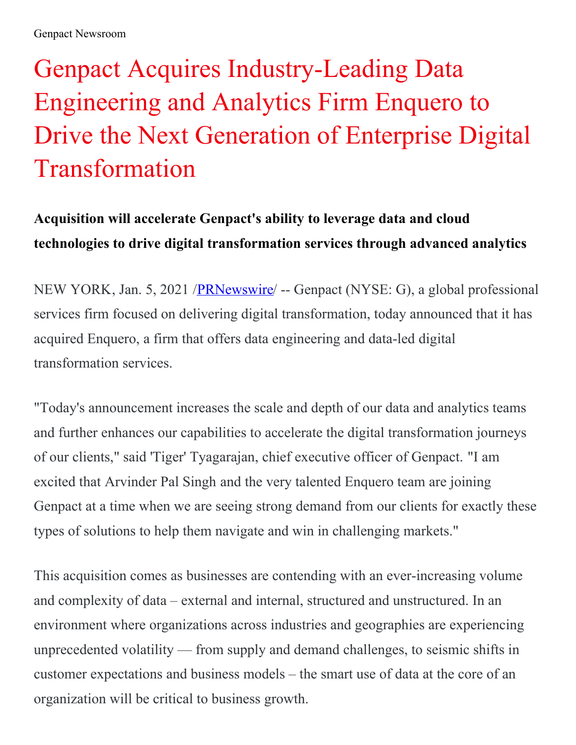Genpact Newsroom

# Genpact Acquires Industry-Leading Data Engineering and Analytics Firm Enquero to Drive the Next Generation of Enterprise Digital Transformation

**Acquisition will accelerate Genpact's ability to leverage data and cloud technologies to drive digital transformation services through advanced analytics**

NEW YORK, Jan. 5, 2021 /PRNewswire/ -- Genpact (NYSE: G), a global professional services firm focused on delivering digital transformation, today announced that it has acquired Enquero, a firm that offers data engineering and data-led digital transformation services.

"Today's announcement increases the scale and depth of our data and analytics teams and further enhances our capabilities to accelerate the digital transformation journeys of our clients," said 'Tiger' Tyagarajan, chief executive officer of Genpact. "I am excited that Arvinder Pal Singh and the very talented Enquero team are joining Genpact at a time when we are seeing strong demand from our clients for exactly these types of solutions to help them navigate and win in challenging markets."

This acquisition comes as businesses are contending with an ever-increasing volume and complexity of data – external and internal, structured and unstructured. In an environment where organizations across industries and geographies are experiencing unprecedented volatility — from supply and demand challenges, to seismic shifts in customer expectations and business models – the smart use of data at the core of an organization will be critical to business growth.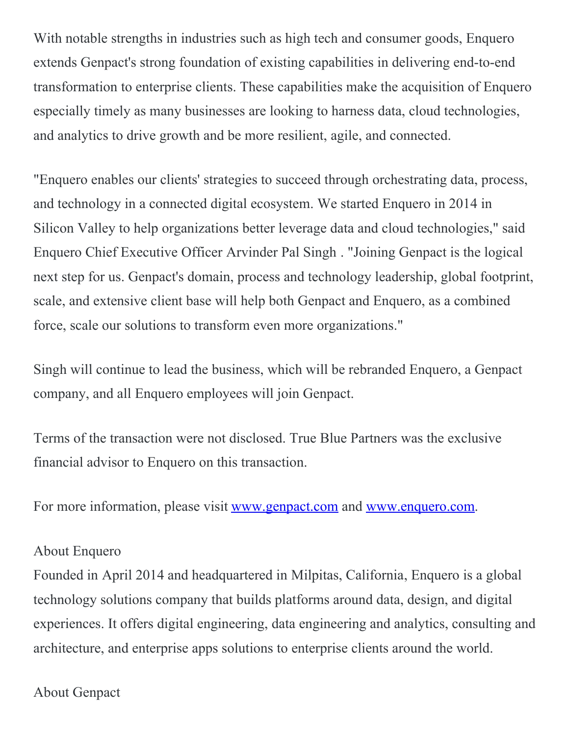With notable strengths in industries such as high tech and consumer goods, Enquero extends Genpact's strong foundation of existing capabilities in delivering end-to-end transformation to enterprise clients. These capabilities make the acquisition of Enquero especially timely as many businesses are looking to harness data, cloud technologies, and analytics to drive growth and be more resilient, agile, and connected.

"Enquero enables our clients' strategies to succeed through orchestrating data, process, and technology in a connected digital ecosystem. We started Enquero in 2014 in Silicon Valley to help organizations better leverage data and cloud technologies," said Enquero Chief Executive Officer Arvinder Pal Singh . "Joining Genpact is the logical next step for us. Genpact's domain, process and technology leadership, global footprint, scale, and extensive client base will help both Genpact and Enquero, as a combined force, scale our solutions to transform even more organizations."

Singh will continue to lead the business, which will be rebranded Enquero, a Genpact company, and all Enquero employees will join Genpact.

Terms of the transaction were not disclosed. True Blue Partners was the exclusive financial advisor to Enquero on this transaction.

For more information, please visit [www.genpact.com](http://www.genpact.com) and [www.enquero.com](http://www.enquero.com).

About Enquero

Founded in April 2014 and headquartered in Milpitas, California, Enquero is a global technology solutions company that builds platforms around data, design, and digital experiences. It offers digital engineering, data engineering and analytics, consulting and architecture, and enterprise apps solutions to enterprise clients around the world.

About Genpact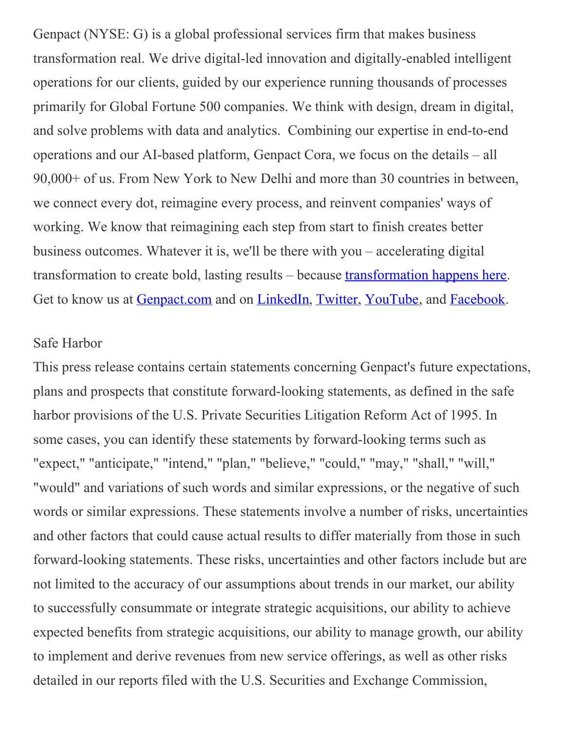Genpact (NYSE: G) is a global professional services firm that makes business transformation real. We drive digital-led innovation and digitally-enabled intelligent operations for our clients, guided by our experience running thousands of processes primarily for Global Fortune 500 companies. We think with design, dream in digital, and solve problems with data and analytics. Combining our expertise in end-to-end operations and our AI-based platform, Genpact Cora, we focus on the details – all 90,000+ of us. From New York to New Delhi and more than 30 countries in between, we connect every dot, reimagine every process, and reinvent companies' ways of working. We know that reimagining each step from start to finish creates better business outcomes. Whatever it is, we'll be there with you – accelerating digital transformation to create bold, lasting results – because transformation happens here. Get to know us at Genpact.com and on LinkedIn, Twitter, YouTube, and Facebook.

Safe Harbor

This press release contains certain statements concerning Genpact's future expectations, plans and prospects that constitute forward-looking statements, as defined in the safe harbor provisions of the U.S. Private Securities Litigation Reform Act of 1995. In some cases, you can identify these statements by forward-looking terms such as "expect," "anticipate," "intend," "plan," "believe," "could," "may," "shall," "will," "would" and variations of such words and similar expressions, or the negative of such words or similar expressions. These statements involve a number of risks, uncertainties and other factors that could cause actual results to differ materially from those in such forward-looking statements. These risks, uncertainties and other factors include but are not limited to the accuracy of our assumptions about trends in our market, our ability to successfully consummate or integrate strategic acquisitions, our ability to achieve expected benefits from strategic acquisitions, our ability to manage growth, our ability to implement and derive revenues from new service offerings, as well as other risks detailed in our reports filed with the U.S. Securities and Exchange Commission,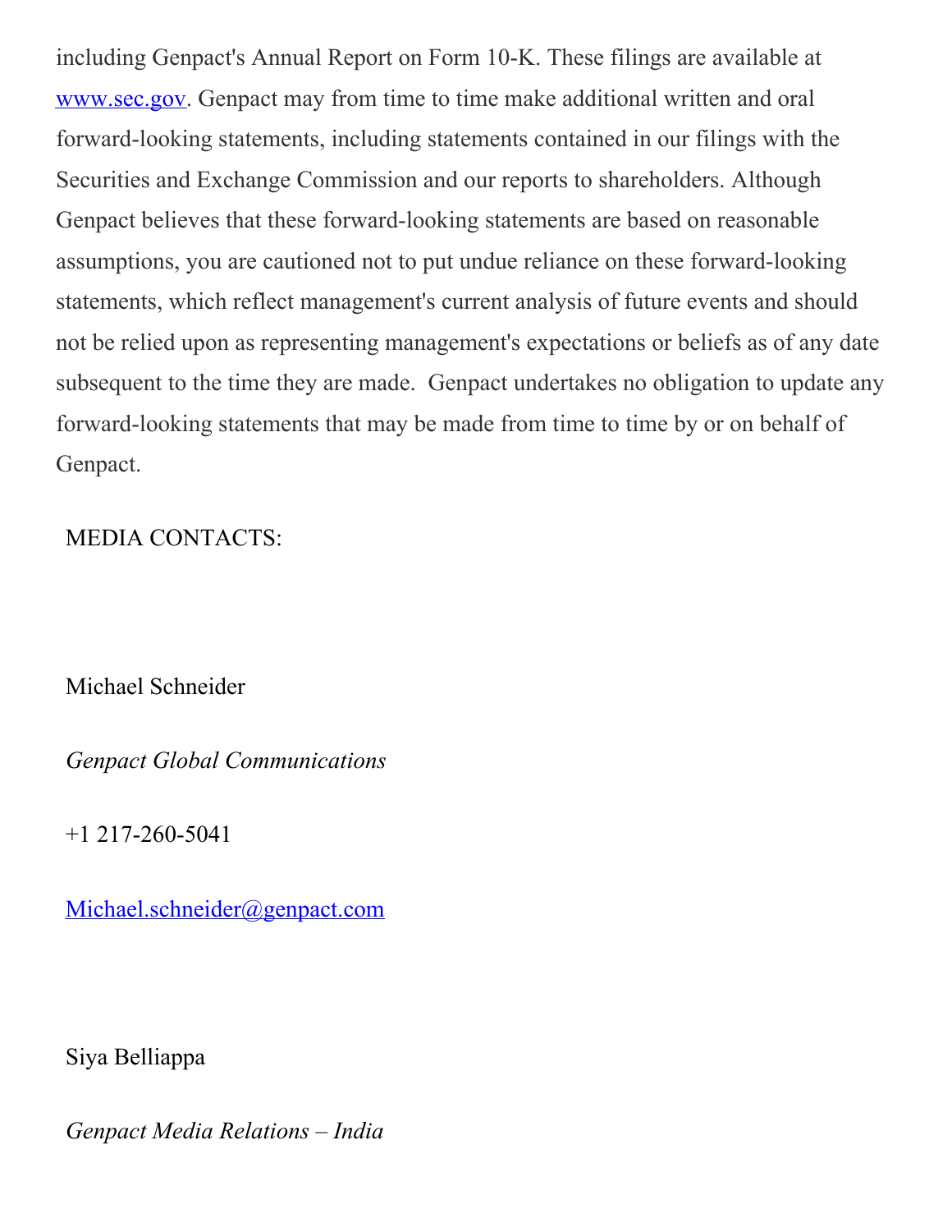including Genpact's Annual Report on Form 10-K. These filings are available at [www.sec.gov](http://www.sec.gov). Genpact may from time to time make additional written and oral forward-looking statements, including statements contained in our filings with the Securities and Exchange Commission and our reports to shareholders. Although Genpact believes that these forward-looking statements are based on reasonable assumptions, you are cautioned not to put undue reliance on these forward-looking statements, which reflect management's current analysis of future events and should not be relied upon as representing management's expectations or beliefs as of any date subsequent to the time they are made. Genpact undertakes no obligation to update any forward-looking statements that may be made from time to time by or on behalf of Genpact.

MEDIA CONTACTS:

Michael Schneider

*Genpact Global Communications*

+1 217-260-5041

[Michael.schneider@genpact.com](mailto:Michael.schneider@genpact.com)

Siya Belliappa

*Genpact Media Relations – India*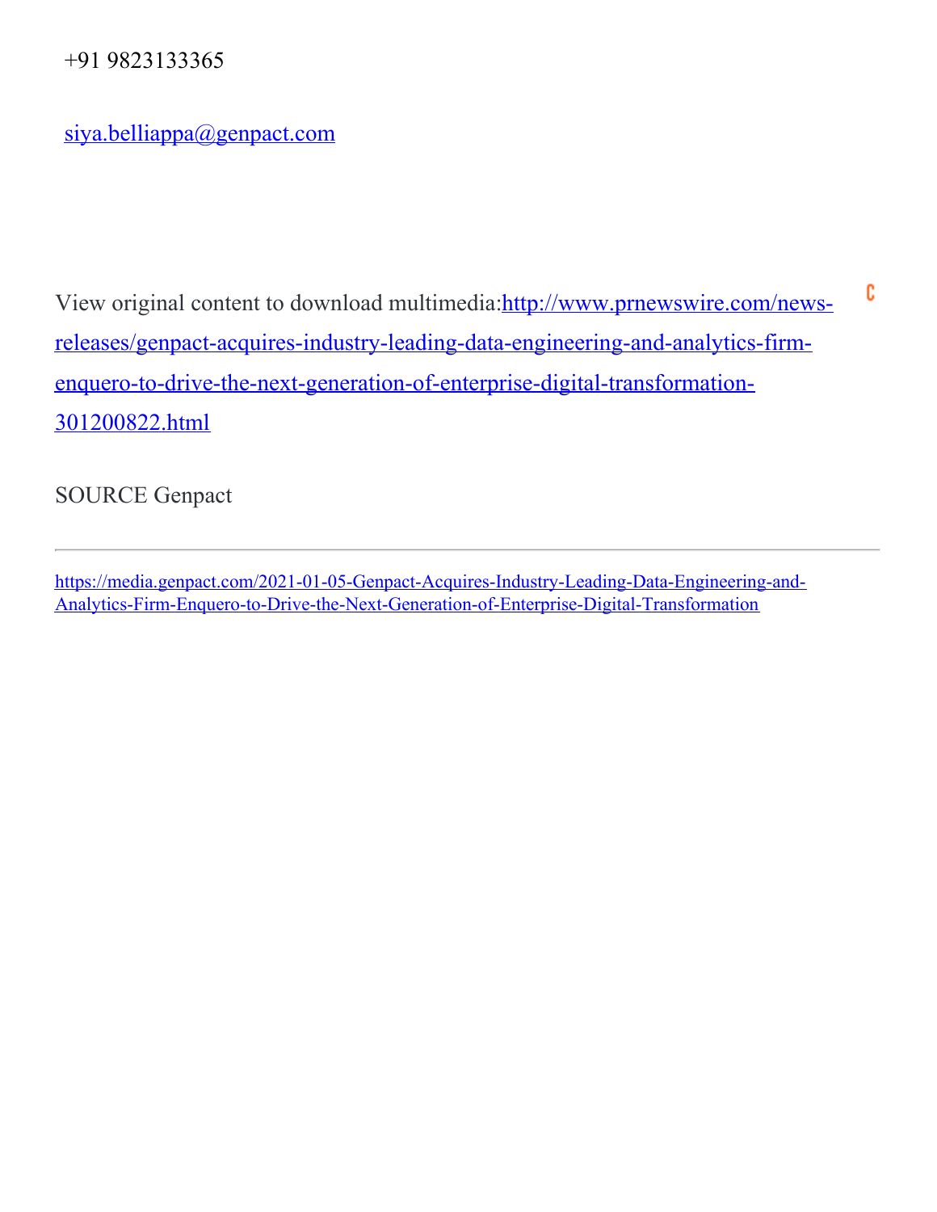+91 9823133365

siya.belliappa@genpact.com

View original content to download multimedia:http://www.prnewswire.com/news-releases/genpact-acquires-industry-leading-data-engineering-and-analytics-firm-enquero-to-drive-the-next-generation-of-enterprise-digital-transformation-301200822.html

SOURCE Genpact

---

https://media.genpact.com/2021-01-05-Genpact-Acquires-Industry-Leading-Data-Engineering-and-Analytics-Firm-Enquero-to-Drive-the-Next-Generation-of-Enterprise-Digital-Transformation